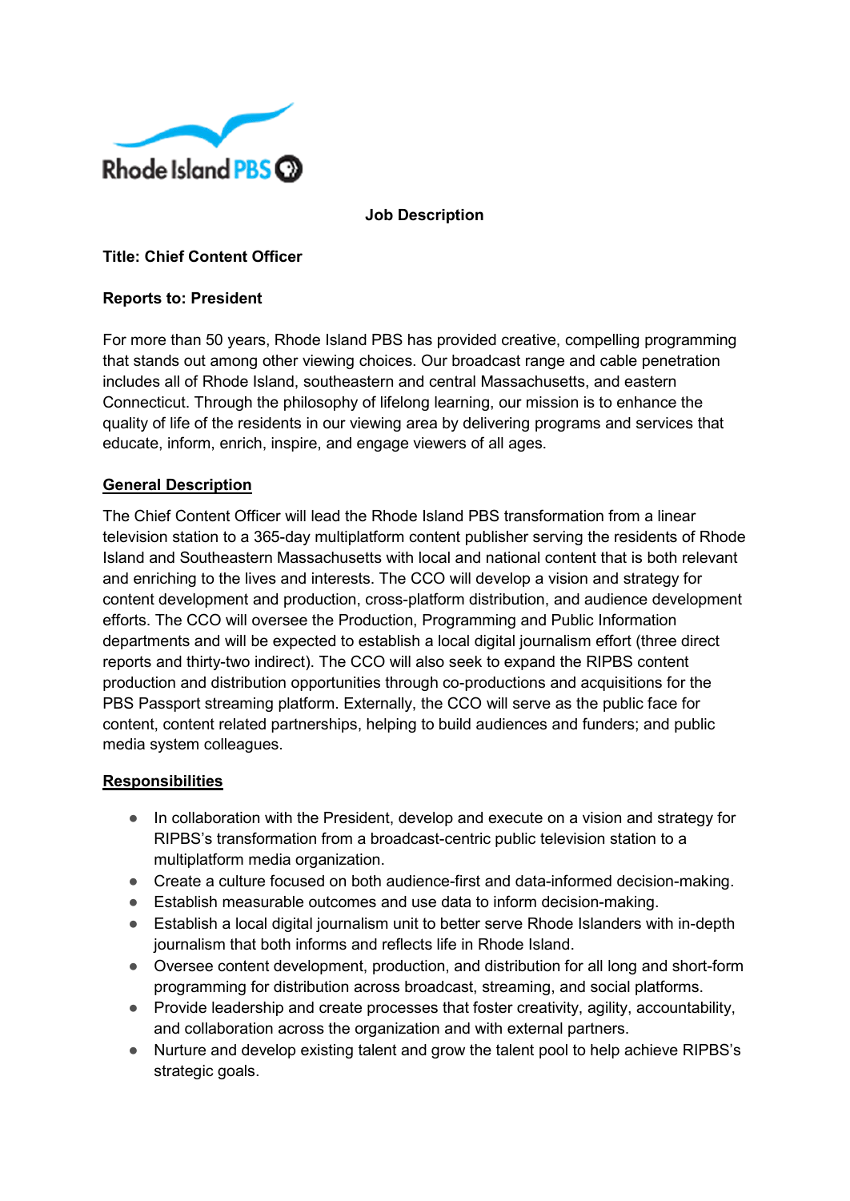**Job Description**

**Title: Chief Content Officer**

**Reports to: President**

For more than 50 years, Rhode Island PBS has provided creative, compelling programming that stands out among other viewing choices. Our broadcast range and cable penetration includes all of Rhode Island, southeastern and central Massachusetts, and eastern Connecticut. Through the philosophy of lifelong learning, our mission is to enhance the quality of life of the residents in our viewing area by delivering programs and services that educate, inform, enrich, inspire, and engage viewers of all ages.

## General Description

The Chief Content Officer will lead the Rhode Island PBS transformation from a linear television station to a 365-day multiplatform content publisher serving the residents of Rhode Island and Southeastern Massachusetts with local and national content that is both relevant and enriching to the lives and interests. The CCO will develop a vision and strategy for content development and production, cross-platform distribution, and audience development efforts. The CCO will oversee the Production, Programming and Public Information departments and will be expected to establish a local digital journalism effort (three direct reports and thirty-two indirect). The CCO will also seek to expand the RIPBS content production and distribution opportunities through co-productions and acquisitions for the PBS Passport streaming platform. Externally, the CCO will serve as the public face for content, content related partnerships, helping to build audiences and funders; and public media system colleagues.

## Responsibilities

- In collaboration with the President, develop and execute on a vision and strategy for RIPBS's transformation from a broadcast-centric public television station to a multiplatform media organization.
- Create a culture focused on both audience-first and data-informed decision-making.
- Establish measurable outcomes and use data to inform decision-making.
- Establish a local digital journalism unit to better serve Rhode Islanders with in-depth journalism that both informs and reflects life in Rhode Island.
- Oversee content development, production, and distribution for all long and short-form programming for distribution across broadcast, streaming, and social platforms.
- Provide leadership and create processes that foster creativity, agility, accountability, and collaboration across the organization and with external partners.
- Nurture and develop existing talent and grow the talent pool to help achieve RIPBS's strategic goals.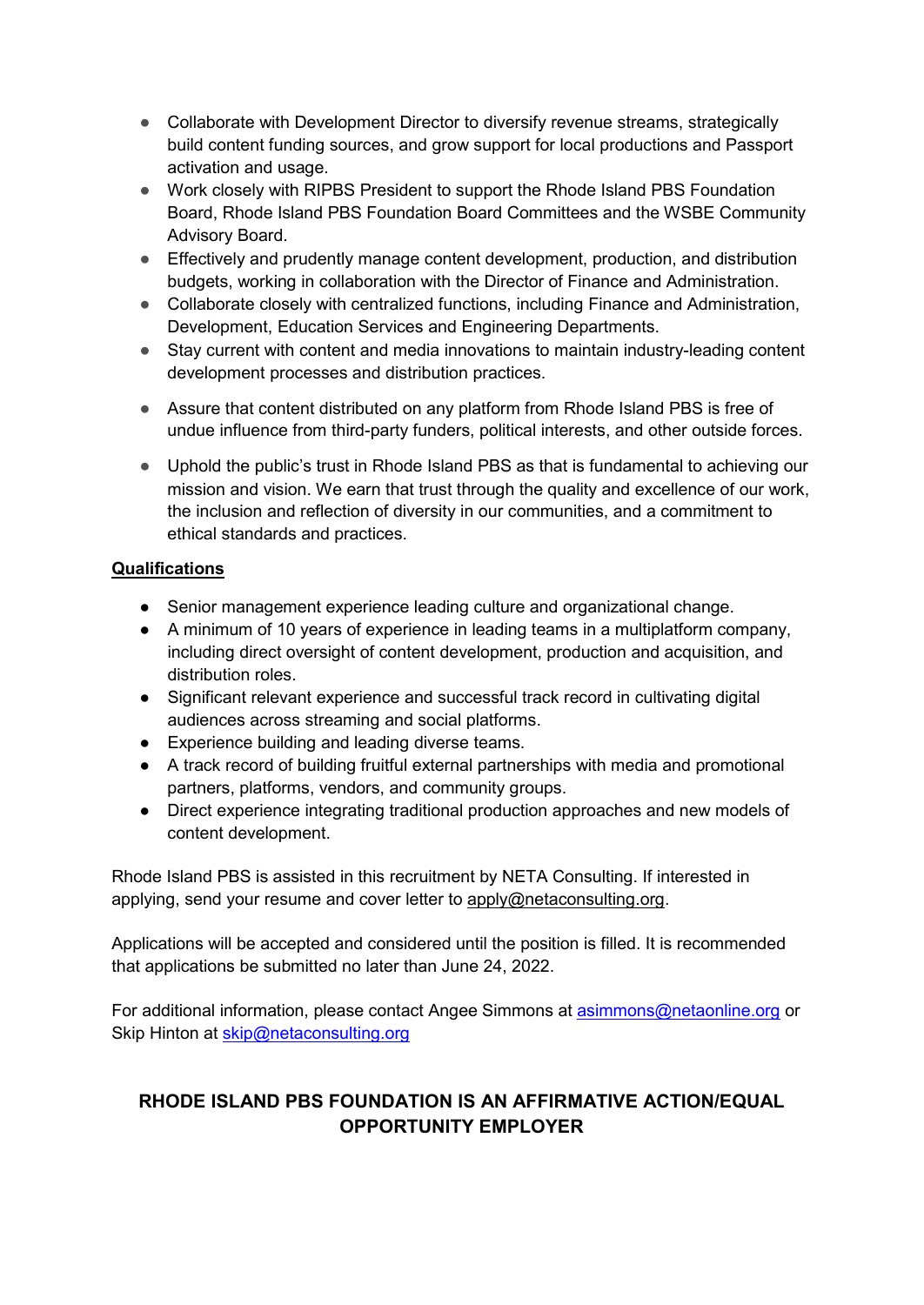- Collaborate with Development Director to diversify revenue streams, strategically build content funding sources, and grow support for local productions and Passport activation and usage.
- Work closely with RIPBS President to support the Rhode Island PBS Foundation Board, Rhode Island PBS Foundation Board Committees and the WSBE Community Advisory Board.
- Effectively and prudently manage content development, production, and distribution budgets, working in collaboration with the Director of Finance and Administration.
- Collaborate closely with centralized functions, including Finance and Administration, Development, Education Services and Engineering Departments.
- Stay current with content and media innovations to maintain industry-leading content development processes and distribution practices.
- Assure that content distributed on any platform from Rhode Island PBS is free of undue influence from third-party funders, political interests, and other outside forces.
- Uphold the public's trust in Rhode Island PBS as that is fundamental to achieving our mission and vision. We earn that trust through the quality and excellence of our work, the inclusion and reflection of diversity in our communities, and a commitment to ethical standards and practices.

**Qualifications**

- Senior management experience leading culture and organizational change.
- A minimum of 10 years of experience in leading teams in a multiplatform company, including direct oversight of content development, production and acquisition, and distribution roles.
- Significant relevant experience and successful track record in cultivating digital audiences across streaming and social platforms.
- Experience building and leading diverse teams.
- A track record of building fruitful external partnerships with media and promotional partners, platforms, vendors, and community groups.
- Direct experience integrating traditional production approaches and new models of content development.

Rhode Island PBS is assisted in this recruitment by NETA Consulting. If interested in applying, send your resume and cover letter to apply@netaconsulting.org.

Applications will be accepted and considered until the position is filled. It is recommended that applications be submitted no later than June 24, 2022.

For additional information, please contact Angee Simmons at asimmons@netaonline.org or Skip Hinton at skip@netaconsulting.org

**RHODE ISLAND PBS FOUNDATION IS AN AFFIRMATIVE ACTION/EQUAL OPPORTUNITY EMPLOYER**